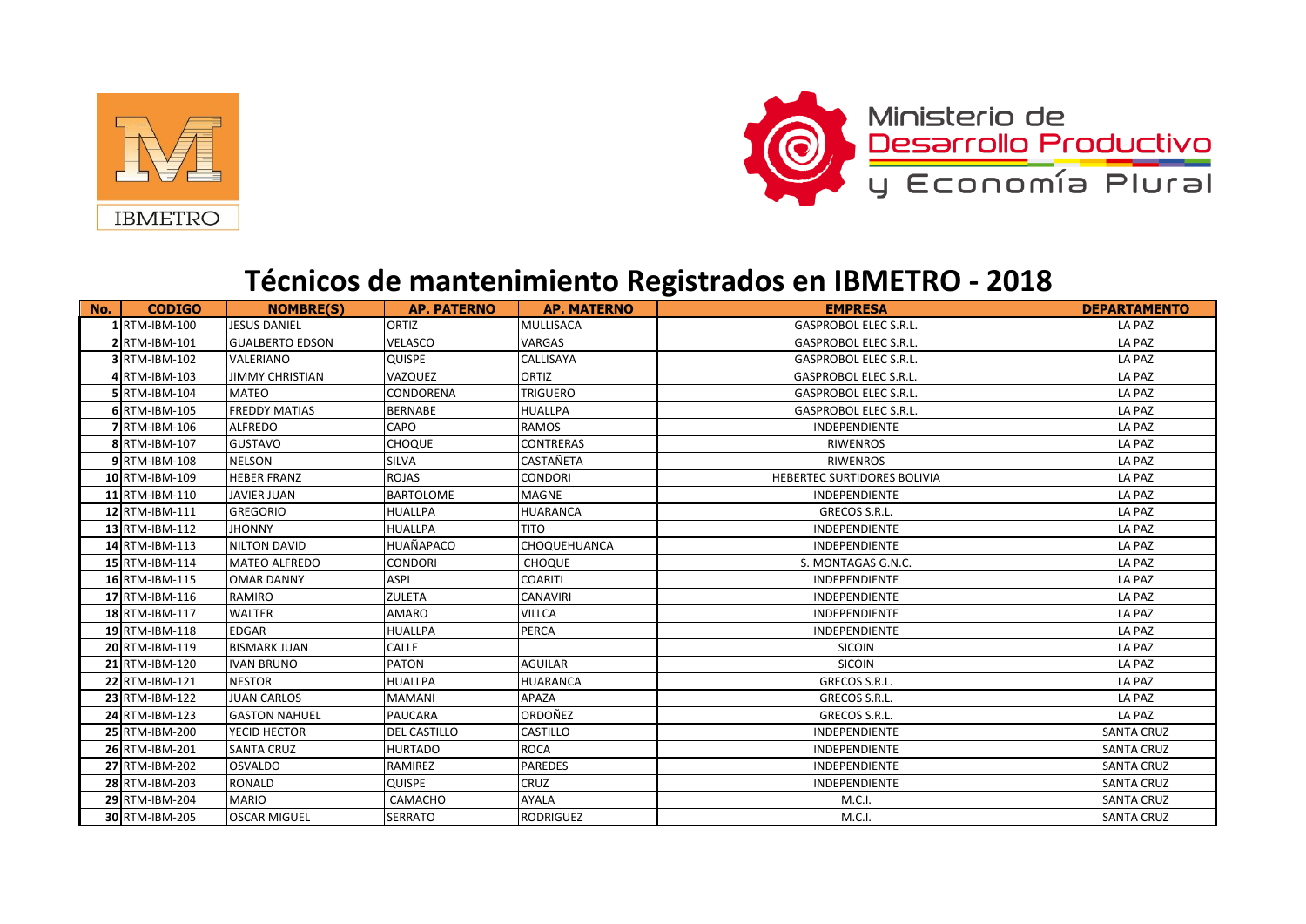IBMETRO

Ministerio de Desarrollo Productivo y Economía Plural

# Técnicos de mantenimiento Registrados en IBMETRO - 2018

| No. | CODIGO | NOMBRE(S) | AP. PATERNO | AP. MATERNO | EMPRESA | DEPARTAMENTO |
|---|---|---|---|---|---|---|
| 1 | RTM-IBM-100 | JESUS DANIEL | ORTIZ | MULLISACA | GASPROBOL ELEC S.R.L. | LA PAZ |
| 2 | RTM-IBM-101 | GUALBERTO EDSON | VELASCO | VARGAS | GASPROBOL ELEC S.R.L. | LA PAZ |
| 3 | RTM-IBM-102 | VALERIANO | QUISPE | CALLISAYA | GASPROBOL ELEC S.R.L. | LA PAZ |
| 4 | RTM-IBM-103 | JIMMY CHRISTIAN | VAZQUEZ | ORTIZ | GASPROBOL ELEC S.R.L. | LA PAZ |
| 5 | RTM-IBM-104 | MATEO | CONDORENA | TRIGUERO | GASPROBOL ELEC S.R.L. | LA PAZ |
| 6 | RTM-IBM-105 | FREDDY MATIAS | BERNABE | HUALLPA | GASPROBOL ELEC S.R.L. | LA PAZ |
| 7 | RTM-IBM-106 | ALFREDO | CAPO | RAMOS | INDEPENDIENTE | LA PAZ |
| 8 | RTM-IBM-107 | GUSTAVO | CHOQUE | CONTRERAS | RIWENROS | LA PAZ |
| 9 | RTM-IBM-108 | NELSON | SILVA | CASTAÑETA | RIWENROS | LA PAZ |
| 10 | RTM-IBM-109 | HEBER FRANZ | ROJAS | CONDORI | HEBERTEC SURTIDORES BOLIVIA | LA PAZ |
| 11 | RTM-IBM-110 | JAVIER JUAN | BARTOLOME | MAGNE | INDEPENDIENTE | LA PAZ |
| 12 | RTM-IBM-111 | GREGORIO | HUALLPA | HUARANCA | GRECOS S.R.L. | LA PAZ |
| 13 | RTM-IBM-112 | JHONNY | HUALLPA | TITO | INDEPENDIENTE | LA PAZ |
| 14 | RTM-IBM-113 | NILTON DAVID | HUAÑAPACO | CHOQUEHUANCA | INDEPENDIENTE | LA PAZ |
| 15 | RTM-IBM-114 | MATEO ALFREDO | CONDORI | CHOQUE | S. MONTAGAS G.N.C. | LA PAZ |
| 16 | RTM-IBM-115 | OMAR DANNY | ASPI | COARITI | INDEPENDIENTE | LA PAZ |
| 17 | RTM-IBM-116 | RAMIRO | ZULETA | CANAVIRI | INDEPENDIENTE | LA PAZ |
| 18 | RTM-IBM-117 | WALTER | AMARO | VILLCA | INDEPENDIENTE | LA PAZ |
| 19 | RTM-IBM-118 | EDGAR | HUALLPA | PERCA | INDEPENDIENTE | LA PAZ |
| 20 | RTM-IBM-119 | BISMARK JUAN | CALLE | | SICOIN | LA PAZ |
| 21 | RTM-IBM-120 | IVAN BRUNO | PATON | AGUILAR | SICOIN | LA PAZ |
| 22 | RTM-IBM-121 | NESTOR | HUALLPA | HUARANCA | GRECOS S.R.L. | LA PAZ |
| 23 | RTM-IBM-122 | JUAN CARLOS | MAMANI | APAZA | GRECOS S.R.L. | LA PAZ |
| 24 | RTM-IBM-123 | GASTON NAHUEL | PAUCARA | ORDOÑEZ | GRECOS S.R.L. | LA PAZ |
| 25 | RTM-IBM-200 | YECID HECTOR | DEL CASTILLO | CASTILLO | INDEPENDIENTE | SANTA CRUZ |
| 26 | RTM-IBM-201 | SANTA CRUZ | HURTADO | ROCA | INDEPENDIENTE | SANTA CRUZ |
| 27 | RTM-IBM-202 | OSVALDO | RAMIREZ | PAREDES | INDEPENDIENTE | SANTA CRUZ |
| 28 | RTM-IBM-203 | RONALD | QUISPE | CRUZ | INDEPENDIENTE | SANTA CRUZ |
| 29 | RTM-IBM-204 | MARIO | CAMACHO | AYALA | M.C.I. | SANTA CRUZ |
| 30 | RTM-IBM-205 | OSCAR MIGUEL | SERRATO | RODRIGUEZ | M.C.I. | SANTA CRUZ |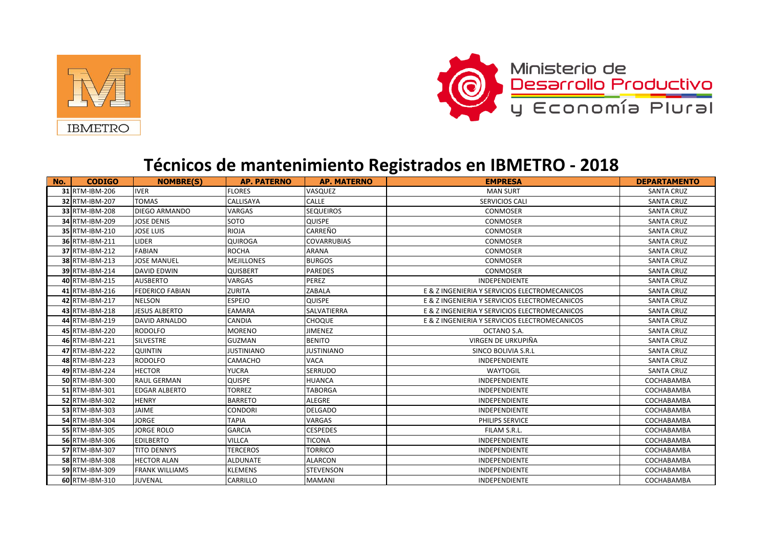# Técnicos de mantenimiento Registrados en IBMETRO - 2018

| No. | CODIGO | NOMBRE(S) | AP. PATERNO | AP. MATERNO | EMPRESA | DEPARTAMENTO |
|---|---|---|---|---|---|---|
| 31 | RTM-IBM-206 | IVER | FLORES | VASQUEZ | MAN SURT | SANTA CRUZ |
| 32 | RTM-IBM-207 | TOMAS | CALLISAYA | CALLE | SERVICIOS CALI | SANTA CRUZ |
| 33 | RTM-IBM-208 | DIEGO ARMANDO | VARGAS | SEQUEIROS | CONMOSER | SANTA CRUZ |
| 34 | RTM-IBM-209 | JOSE DENIS | SOTO | QUISPE | CONMOSER | SANTA CRUZ |
| 35 | RTM-IBM-210 | JOSE LUIS | RIOJA | CARREÑO | CONMOSER | SANTA CRUZ |
| 36 | RTM-IBM-211 | LIDER | QUIROGA | COVARRUBIAS | CONMOSER | SANTA CRUZ |
| 37 | RTM-IBM-212 | FABIAN | ROCHA | ARANA | CONMOSER | SANTA CRUZ |
| 38 | RTM-IBM-213 | JOSE MANUEL | MEJILLONES | BURGOS | CONMOSER | SANTA CRUZ |
| 39 | RTM-IBM-214 | DAVID EDWIN | QUISBERT | PAREDES | CONMOSER | SANTA CRUZ |
| 40 | RTM-IBM-215 | AUSBERTO | VARGAS | PEREZ | INDEPENDIENTE | SANTA CRUZ |
| 41 | RTM-IBM-216 | FEDERICO FABIAN | ZURITA | ZABALA | E & Z INGENIERIA Y SERVICIOS ELECTROMECANICOS | SANTA CRUZ |
| 42 | RTM-IBM-217 | NELSON | ESPEJO | QUISPE | E & Z INGENIERIA Y SERVICIOS ELECTROMECANICOS | SANTA CRUZ |
| 43 | RTM-IBM-218 | JESUS ALBERTO | EAMARA | SALVATIERRA | E & Z INGENIERIA Y SERVICIOS ELECTROMECANICOS | SANTA CRUZ |
| 44 | RTM-IBM-219 | DAVID ARNALDO | CANDIA | CHOQUE | E & Z INGENIERIA Y SERVICIOS ELECTROMECANICOS | SANTA CRUZ |
| 45 | RTM-IBM-220 | RODOLFO | MORENO | JIMENEZ | OCTANO S.A. | SANTA CRUZ |
| 46 | RTM-IBM-221 | SILVESTRE | GUZMAN | BENITO | VIRGEN DE URKUPIÑA | SANTA CRUZ |
| 47 | RTM-IBM-222 | QUINTIN | JUSTINIANO | JUSTINIANO | SINCO BOLIVIA S.R.L | SANTA CRUZ |
| 48 | RTM-IBM-223 | RODOLFO | CAMACHO | VACA | INDEPENDIENTE | SANTA CRUZ |
| 49 | RTM-IBM-224 | HECTOR | YUCRA | SERRUDO | WAYTOGIL | SANTA CRUZ |
| 50 | RTM-IBM-300 | RAUL GERMAN | QUISPE | HUANCA | INDEPENDIENTE | COCHABAMBA |
| 51 | RTM-IBM-301 | EDGAR ALBERTO | TORREZ | TABORGA | INDEPENDIENTE | COCHABAMBA |
| 52 | RTM-IBM-302 | HENRY | BARRETO | ALEGRE | INDEPENDIENTE | COCHABAMBA |
| 53 | RTM-IBM-303 | JAIME | CONDORI | DELGADO | INDEPENDIENTE | COCHABAMBA |
| 54 | RTM-IBM-304 | JORGE | TAPIA | VARGAS | PHILIPS SERVICE | COCHABAMBA |
| 55 | RTM-IBM-305 | JORGE ROLO | GARCIA | CESPEDES | FILAM S.R.L. | COCHABAMBA |
| 56 | RTM-IBM-306 | EDILBERTO | VILLCA | TICONA | INDEPENDIENTE | COCHABAMBA |
| 57 | RTM-IBM-307 | TITO DENNYS | TERCEROS | TORRICO | INDEPENDIENTE | COCHABAMBA |
| 58 | RTM-IBM-308 | HECTOR ALAN | ALDUNATE | ALARCON | INDEPENDIENTE | COCHABAMBA |
| 59 | RTM-IBM-309 | FRANK WILLIAMS | KLEMENS | STEVENSON | INDEPENDIENTE | COCHABAMBA |
| 60 | RTM-IBM-310 | JUVENAL | CARRILLO | MAMANI | INDEPENDIENTE | COCHABAMBA |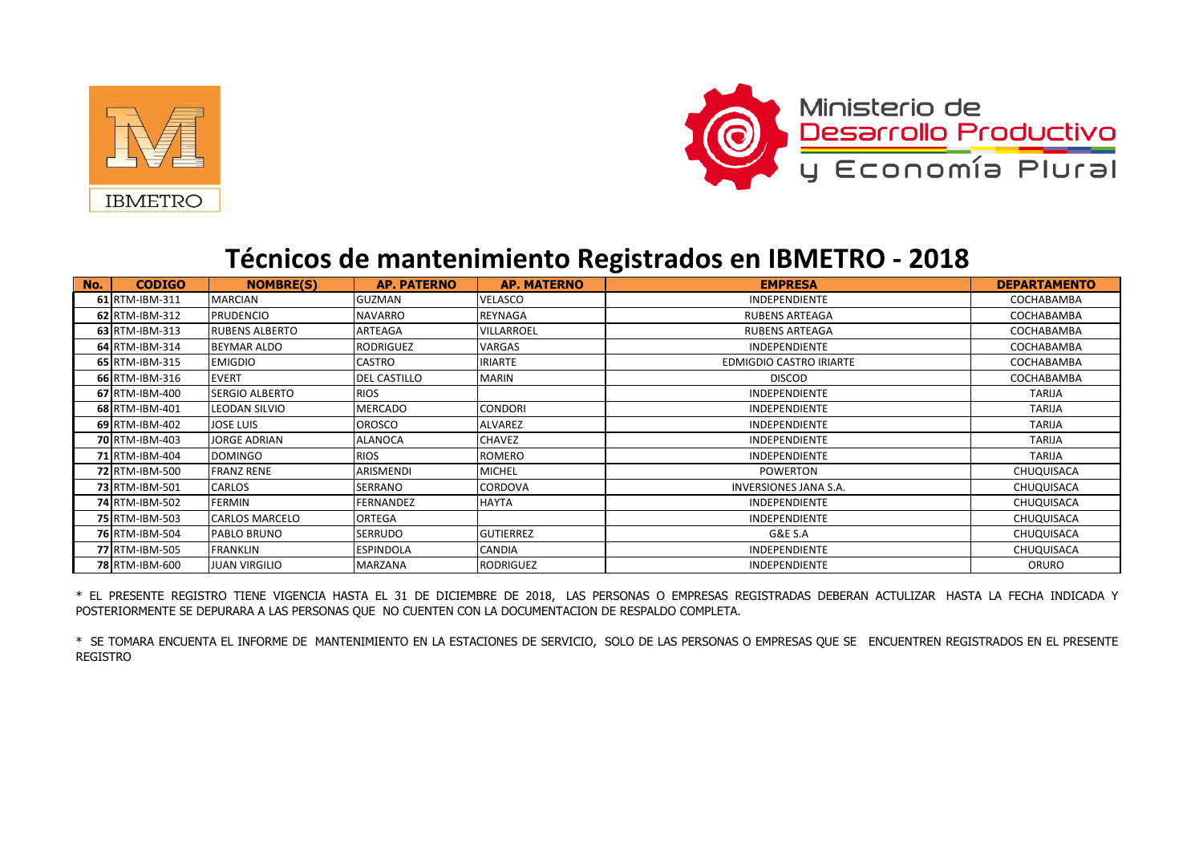IBMETRO

Ministerio de Desarrollo Productivo y Economía Plural

# Técnicos de mantenimiento Registrados en IBMETRO - 2018

| No. | CODIGO | NOMBRE(S) | AP. PATERNO | AP. MATERNO | EMPRESA | DEPARTAMENTO |
|---|---|---|---|---|---|---|
| 61 | RTM-IBM-311 | MARCIAN | GUZMAN | VELASCO | INDEPENDIENTE | COCHABAMBA |
| 62 | RTM-IBM-312 | PRUDENCIO | NAVARRO | REYNAGA | RUBENS ARTEAGA | COCHABAMBA |
| 63 | RTM-IBM-313 | RUBENS ALBERTO | ARTEAGA | VILLARROEL | RUBENS ARTEAGA | COCHABAMBA |
| 64 | RTM-IBM-314 | BEYMAR ALDO | RODRIGUEZ | VARGAS | INDEPENDIENTE | COCHABAMBA |
| 65 | RTM-IBM-315 | EMIGDIO | CASTRO | IRIARTE | EDMIGDIO CASTRO IRIARTE | COCHABAMBA |
| 66 | RTM-IBM-316 | EVERT | DEL CASTILLO | MARIN | DISCOD | COCHABAMBA |
| 67 | RTM-IBM-400 | SERGIO ALBERTO | RIOS | | INDEPENDIENTE | TARIJA |
| 68 | RTM-IBM-401 | LEODAN SILVIO | MERCADO | CONDORI | INDEPENDIENTE | TARIJA |
| 69 | RTM-IBM-402 | JOSE LUIS | OROSCO | ALVAREZ | INDEPENDIENTE | TARIJA |
| 70 | RTM-IBM-403 | JORGE ADRIAN | ALANOCA | CHAVEZ | INDEPENDIENTE | TARIJA |
| 71 | RTM-IBM-404 | DOMINGO | RIOS | ROMERO | INDEPENDIENTE | TARIJA |
| 72 | RTM-IBM-500 | FRANZ RENE | ARISMENDI | MICHEL | POWERTON | CHUQUISACA |
| 73 | RTM-IBM-501 | CARLOS | SERRANO | CORDOVA | INVERSIONES JANA S.A. | CHUQUISACA |
| 74 | RTM-IBM-502 | FERMIN | FERNANDEZ | HAYTA | INDEPENDIENTE | CHUQUISACA |
| 75 | RTM-IBM-503 | CARLOS MARCELO | ORTEGA | | INDEPENDIENTE | CHUQUISACA |
| 76 | RTM-IBM-504 | PABLO BRUNO | SERRUDO | GUTIERREZ | G&E S.A | CHUQUISACA |
| 77 | RTM-IBM-505 | FRANKLIN | ESPINDOLA | CANDIA | INDEPENDIENTE | CHUQUISACA |
| 78 | RTM-IBM-600 | JUAN VIRGILIO | MARZANA | RODRIGUEZ | INDEPENDIENTE | ORURO |

* EL PRESENTE REGISTRO TIENE VIGENCIA HASTA EL 31 DE DICIEMBRE DE 2018, LAS PERSONAS O EMPRESAS REGISTRADAS DEBERAN ACTULIZAR HASTA LA FECHA INDICADA Y POSTERIORMENTE SE DEPURARA A LAS PERSONAS QUE NO CUENTEN CON LA DOCUMENTACION DE RESPALDO COMPLETA.

* SE TOMARA ENCUENTA EL INFORME DE MANTENIMIENTO EN LA ESTACIONES DE SERVICIO, SOLO DE LAS PERSONAS O EMPRESAS QUE SE ENCUENTREN REGISTRADOS EN EL PRESENTE REGISTRO